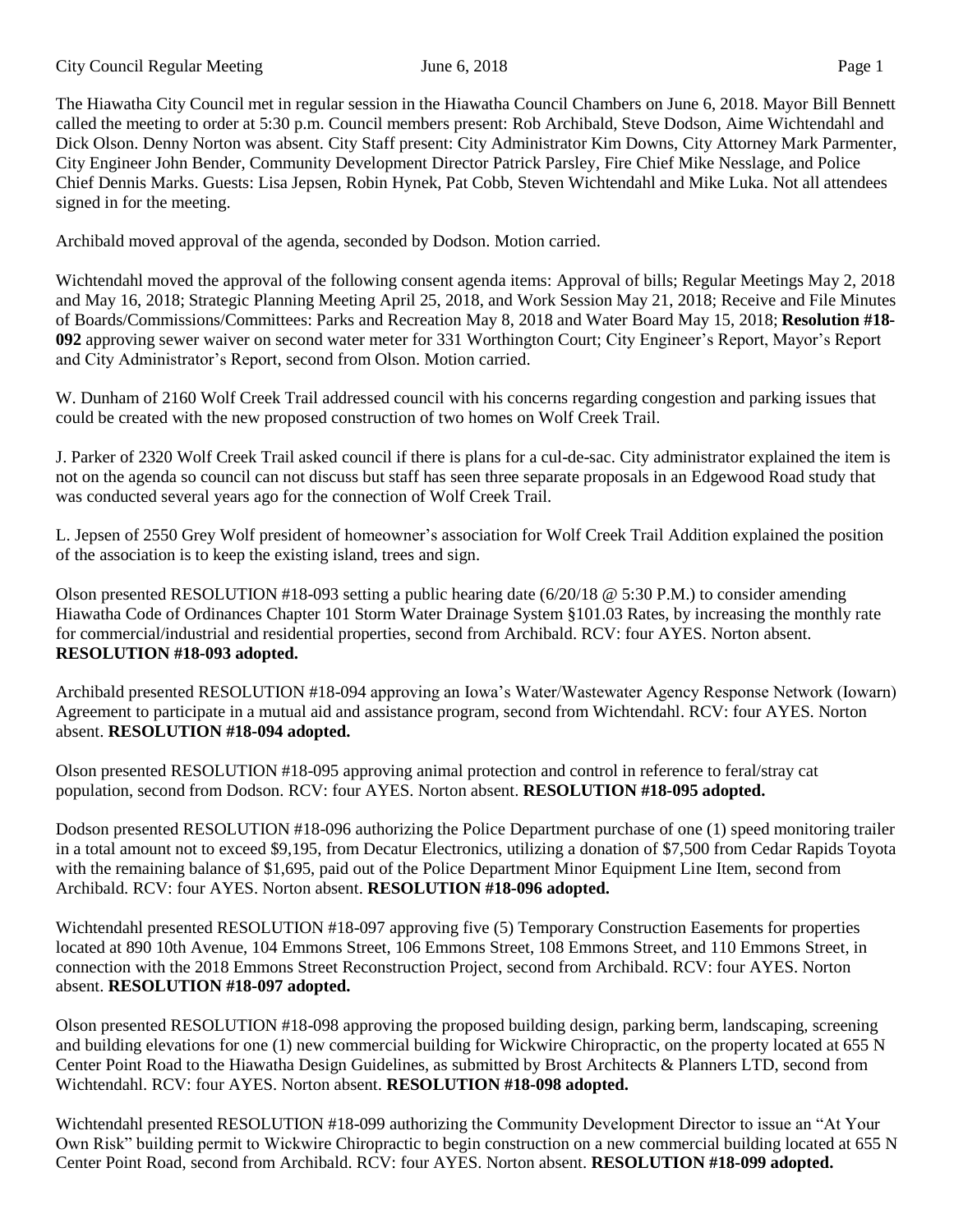The Hiawatha City Council met in regular session in the Hiawatha Council Chambers on June 6, 2018. Mayor Bill Bennett called the meeting to order at 5:30 p.m. Council members present: Rob Archibald, Steve Dodson, Aime Wichtendahl and Dick Olson. Denny Norton was absent. City Staff present: City Administrator Kim Downs, City Attorney Mark Parmenter, City Engineer John Bender, Community Development Director Patrick Parsley, Fire Chief Mike Nesslage, and Police Chief Dennis Marks. Guests: Lisa Jepsen, Robin Hynek, Pat Cobb, Steven Wichtendahl and Mike Luka. Not all attendees signed in for the meeting.

Archibald moved approval of the agenda, seconded by Dodson. Motion carried.

Wichtendahl moved the approval of the following consent agenda items: Approval of bills; Regular Meetings May 2, 2018 and May 16, 2018; Strategic Planning Meeting April 25, 2018, and Work Session May 21, 2018; Receive and File Minutes of Boards/Commissions/Committees: Parks and Recreation May 8, 2018 and Water Board May 15, 2018; **Resolution #18-092** approving sewer waiver on second water meter for 331 Worthington Court; City Engineer's Report, Mayor's Report and City Administrator's Report, second from Olson. Motion carried.

W. Dunham of 2160 Wolf Creek Trail addressed council with his concerns regarding congestion and parking issues that could be created with the new proposed construction of two homes on Wolf Creek Trail.

J. Parker of 2320 Wolf Creek Trail asked council if there is plans for a cul-de-sac. City administrator explained the item is not on the agenda so council can not discuss but staff has seen three separate proposals in an Edgewood Road study that was conducted several years ago for the connection of Wolf Creek Trail.

L. Jepsen of 2550 Grey Wolf president of homeowner's association for Wolf Creek Trail Addition explained the position of the association is to keep the existing island, trees and sign.

Olson presented RESOLUTION #18-093 setting a public hearing date (6/20/18 @ 5:30 P.M.) to consider amending Hiawatha Code of Ordinances Chapter 101 Storm Water Drainage System §101.03 Rates, by increasing the monthly rate for commercial/industrial and residential properties, second from Archibald. RCV: four AYES. Norton absent. **RESOLUTION #18-093 adopted.**

Archibald presented RESOLUTION #18-094 approving an Iowa's Water/Wastewater Agency Response Network (Iowarn) Agreement to participate in a mutual aid and assistance program, second from Wichtendahl. RCV: four AYES. Norton absent. **RESOLUTION #18-094 adopted.**

Olson presented RESOLUTION #18-095 approving animal protection and control in reference to feral/stray cat population, second from Dodson. RCV: four AYES. Norton absent. **RESOLUTION #18-095 adopted.**

Dodson presented RESOLUTION #18-096 authorizing the Police Department purchase of one (1) speed monitoring trailer in a total amount not to exceed $9,195, from Decatur Electronics, utilizing a donation of $7,500 from Cedar Rapids Toyota with the remaining balance of $1,695, paid out of the Police Department Minor Equipment Line Item, second from Archibald. RCV: four AYES. Norton absent. **RESOLUTION #18-096 adopted.**

Wichtendahl presented RESOLUTION #18-097 approving five (5) Temporary Construction Easements for properties located at 890 10th Avenue, 104 Emmons Street, 106 Emmons Street, 108 Emmons Street, and 110 Emmons Street, in connection with the 2018 Emmons Street Reconstruction Project, second from Archibald. RCV: four AYES. Norton absent. **RESOLUTION #18-097 adopted.**

Olson presented RESOLUTION #18-098 approving the proposed building design, parking berm, landscaping, screening and building elevations for one (1) new commercial building for Wickwire Chiropractic, on the property located at 655 N Center Point Road to the Hiawatha Design Guidelines, as submitted by Brost Architects & Planners LTD, second from Wichtendahl. RCV: four AYES. Norton absent. **RESOLUTION #18-098 adopted.**

Wichtendahl presented RESOLUTION #18-099 authorizing the Community Development Director to issue an "At Your Own Risk" building permit to Wickwire Chiropractic to begin construction on a new commercial building located at 655 N Center Point Road, second from Archibald. RCV: four AYES. Norton absent. **RESOLUTION #18-099 adopted.**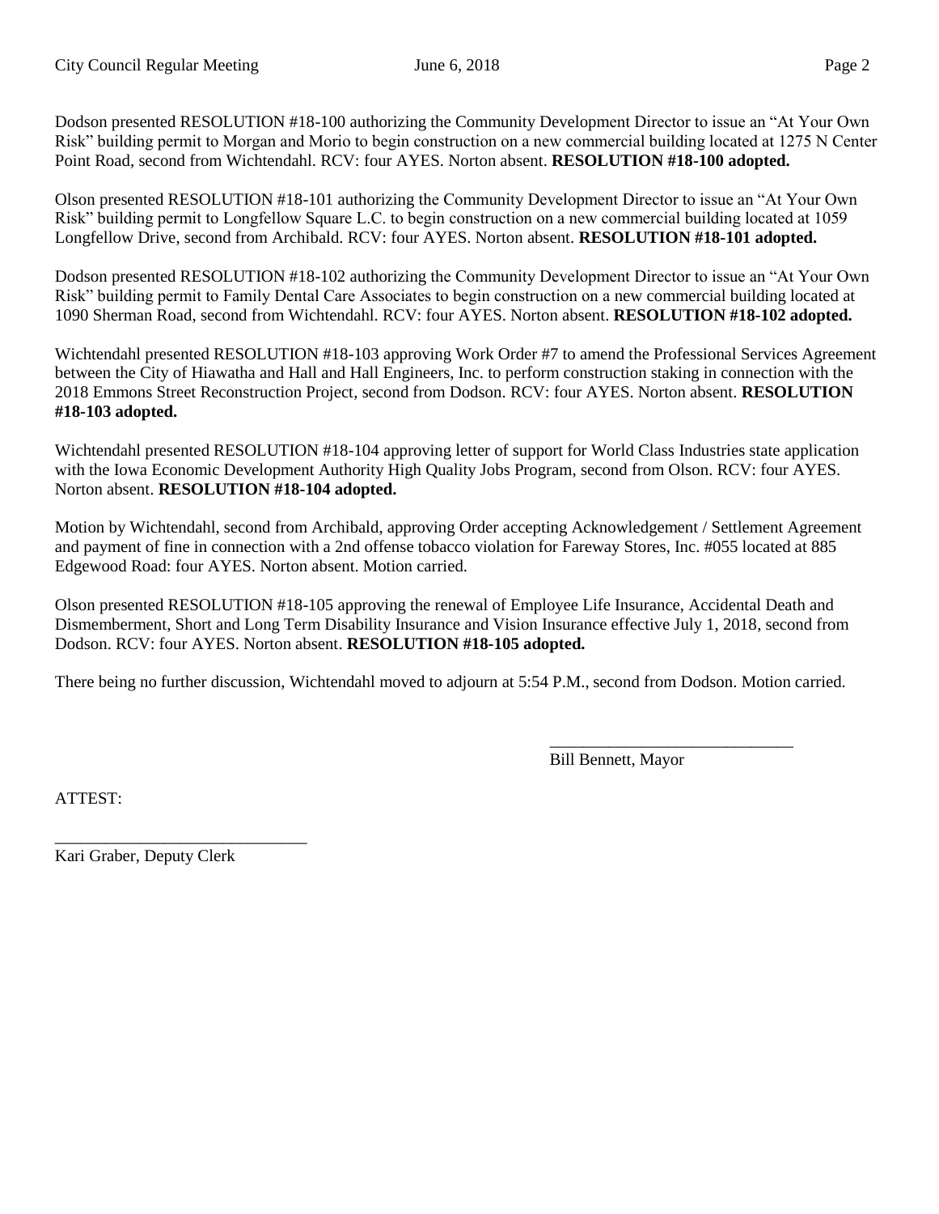Dodson presented RESOLUTION #18-100 authorizing the Community Development Director to issue an "At Your Own Risk" building permit to Morgan and Morio to begin construction on a new commercial building located at 1275 N Center Point Road, second from Wichtendahl. RCV: four AYES. Norton absent. **RESOLUTION #18-100 adopted.**

Olson presented RESOLUTION #18-101 authorizing the Community Development Director to issue an "At Your Own Risk" building permit to Longfellow Square L.C. to begin construction on a new commercial building located at 1059 Longfellow Drive, second from Archibald. RCV: four AYES. Norton absent. **RESOLUTION #18-101 adopted.**

Dodson presented RESOLUTION #18-102 authorizing the Community Development Director to issue an "At Your Own Risk" building permit to Family Dental Care Associates to begin construction on a new commercial building located at 1090 Sherman Road, second from Wichtendahl. RCV: four AYES. Norton absent. **RESOLUTION #18-102 adopted.**

Wichtendahl presented RESOLUTION #18-103 approving Work Order #7 to amend the Professional Services Agreement between the City of Hiawatha and Hall and Hall Engineers, Inc. to perform construction staking in connection with the 2018 Emmons Street Reconstruction Project, second from Dodson. RCV: four AYES. Norton absent. **RESOLUTION #18-103 adopted.**

Wichtendahl presented RESOLUTION #18-104 approving letter of support for World Class Industries state application with the Iowa Economic Development Authority High Quality Jobs Program, second from Olson. RCV: four AYES. Norton absent. **RESOLUTION #18-104 adopted.**

Motion by Wichtendahl, second from Archibald, approving Order accepting Acknowledgement / Settlement Agreement and payment of fine in connection with a 2nd offense tobacco violation for Fareway Stores, Inc. #055 located at 885 Edgewood Road: four AYES. Norton absent. Motion carried.

Olson presented RESOLUTION #18-105 approving the renewal of Employee Life Insurance, Accidental Death and Dismemberment, Short and Long Term Disability Insurance and Vision Insurance effective July 1, 2018, second from Dodson. RCV: four AYES. Norton absent. **RESOLUTION #18-105 adopted.**

There being no further discussion, Wichtendahl moved to adjourn at 5:54 P.M., second from Dodson. Motion carried.

______________________________
Bill Bennett, Mayor

ATTEST:

______________________________
Kari Graber, Deputy Clerk